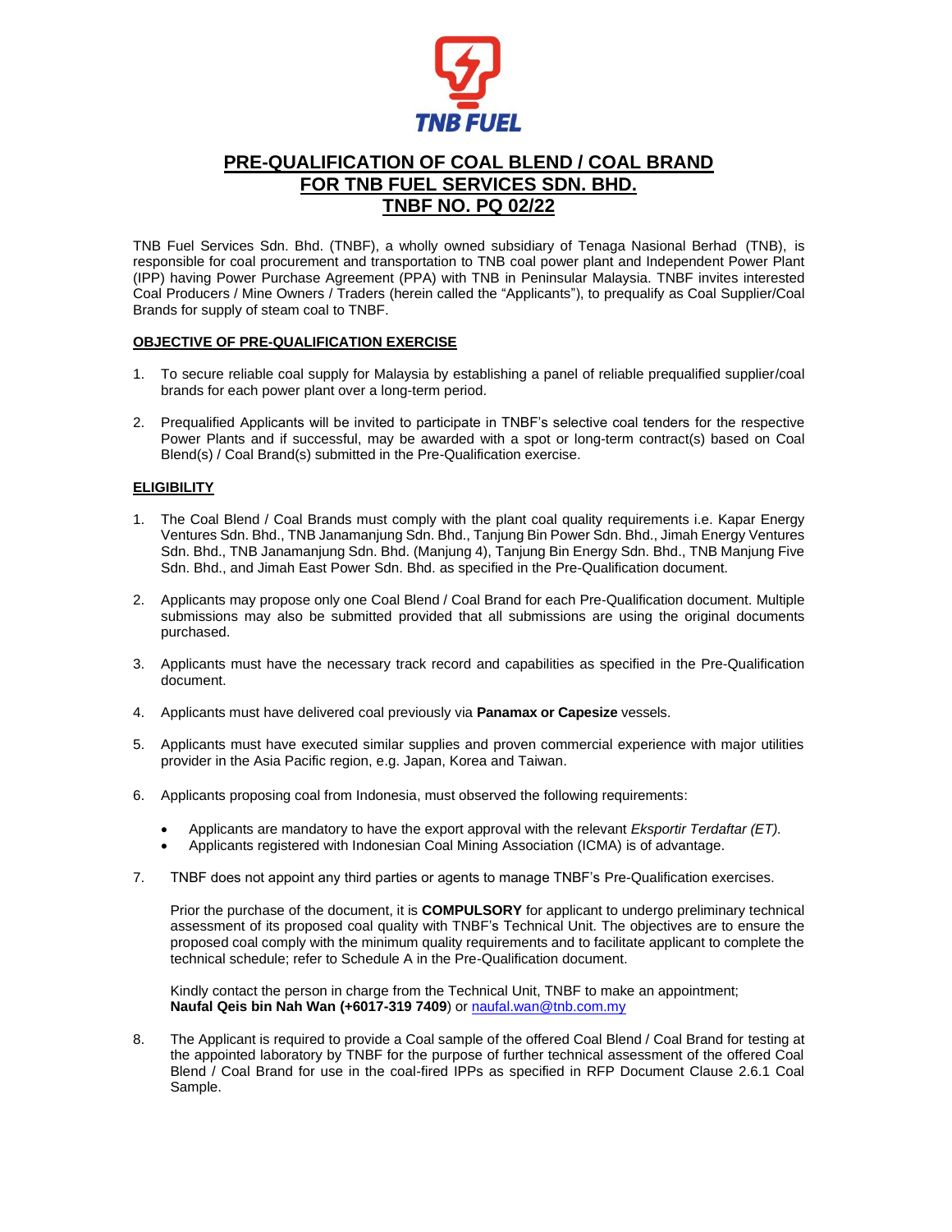**TNB FUEL**

# PRE-QUALIFICATION OF COAL BLEND / COAL BRAND FOR TNB FUEL SERVICES SDN. BHD. TNBF NO. PQ 02/22

TNB Fuel Services Sdn. Bhd. (TNBF), a wholly owned subsidiary of Tenaga Nasional Berhad (TNB), is responsible for coal procurement and transportation to TNB coal power plant and Independent Power Plant (IPP) having Power Purchase Agreement (PPA) with TNB in Peninsular Malaysia. TNBF invites interested Coal Producers / Mine Owners / Traders (herein called the "Applicants"), to prequalify as Coal Supplier/Coal Brands for supply of steam coal to TNBF.

## OBJECTIVE OF PRE-QUALIFICATION EXERCISE

1. To secure reliable coal supply for Malaysia by establishing a panel of reliable prequalified supplier/coal brands for each power plant over a long-term period.
2. Prequalified Applicants will be invited to participate in TNBF's selective coal tenders for the respective Power Plants and if successful, may be awarded with a spot or long-term contract(s) based on Coal Blend(s) / Coal Brand(s) submitted in the Pre-Qualification exercise.

## ELIGIBILITY

1. The Coal Blend / Coal Brands must comply with the plant coal quality requirements i.e. Kapar Energy Ventures Sdn. Bhd., TNB Janamanjung Sdn. Bhd., Tanjung Bin Power Sdn. Bhd., Jimah Energy Ventures Sdn. Bhd., TNB Janamanjung Sdn. Bhd. (Manjung 4), Tanjung Bin Energy Sdn. Bhd., TNB Manjung Five Sdn. Bhd., and Jimah East Power Sdn. Bhd. as specified in the Pre-Qualification document.
2. Applicants may propose only one Coal Blend / Coal Brand for each Pre-Qualification document. Multiple submissions may also be submitted provided that all submissions are using the original documents purchased.
3. Applicants must have the necessary track record and capabilities as specified in the Pre-Qualification document.
4. Applicants must have delivered coal previously via **Panamax or Capesize** vessels.
5. Applicants must have executed similar supplies and proven commercial experience with major utilities provider in the Asia Pacific region, e.g. Japan, Korea and Taiwan.
6. Applicants proposing coal from Indonesia, must observed the following requirements:
   - Applicants are mandatory to have the export approval with the relevant *Eksportir Terdaftar (ET).*
   - Applicants registered with Indonesian Coal Mining Association (ICMA) is of advantage.
7. TNBF does not appoint any third parties or agents to manage TNBF's Pre-Qualification exercises.

   Prior the purchase of the document, it is **COMPULSORY** for applicant to undergo preliminary technical assessment of its proposed coal quality with TNBF's Technical Unit. The objectives are to ensure the proposed coal comply with the minimum quality requirements and to facilitate applicant to complete the technical schedule; refer to Schedule A in the Pre-Qualification document.

   Kindly contact the person in charge from the Technical Unit, TNBF to make an appointment; **Naufal Qeis bin Nah Wan (+6017-319 7409**) or naufal.wan@tnb.com.my
8. The Applicant is required to provide a Coal sample of the offered Coal Blend / Coal Brand for testing at the appointed laboratory by TNBF for the purpose of further technical assessment of the offered Coal Blend / Coal Brand for use in the coal-fired IPPs as specified in RFP Document Clause 2.6.1 Coal Sample.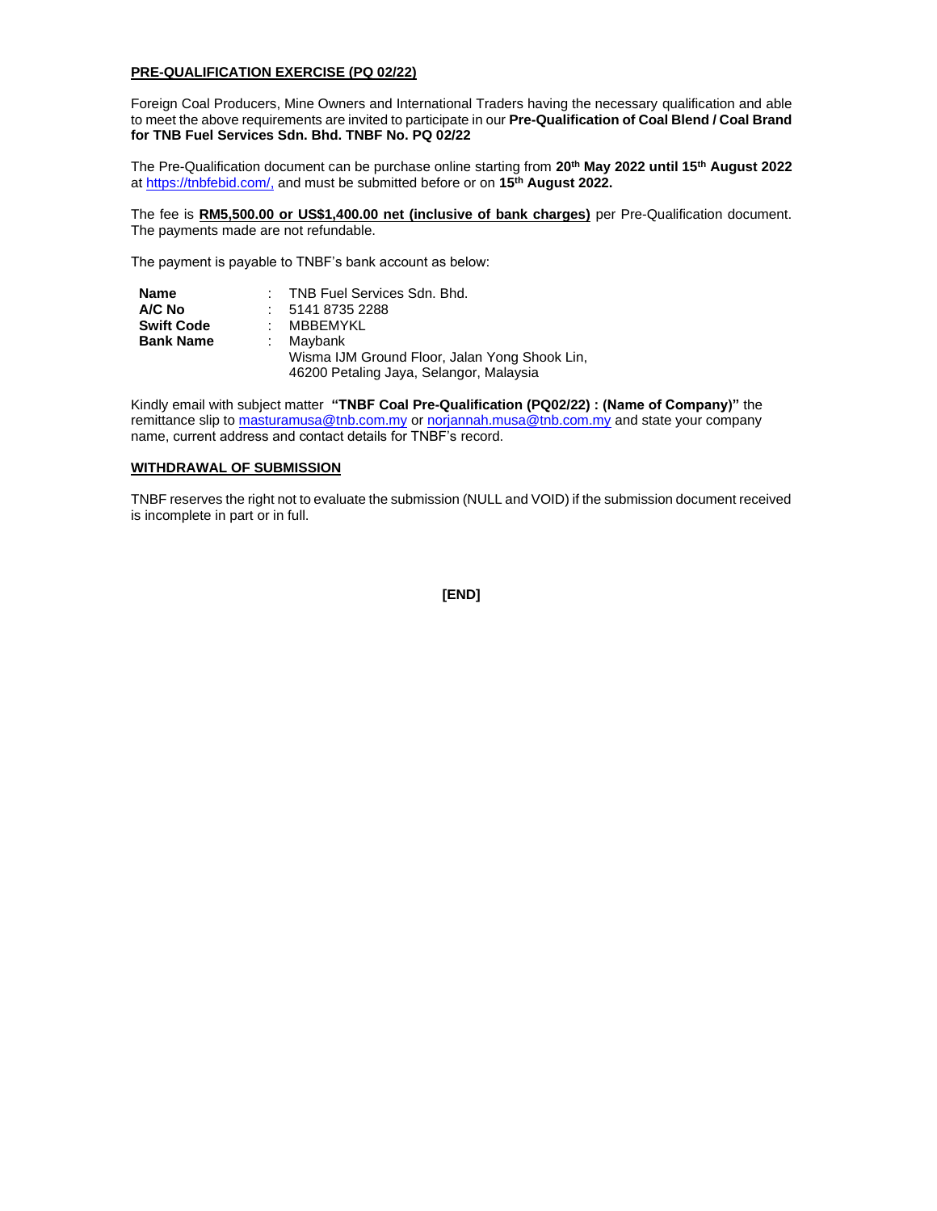**PRE-QUALIFICATION EXERCISE (PQ 02/22)**

Foreign Coal Producers, Mine Owners and International Traders having the necessary qualification and able to meet the above requirements are invited to participate in our **Pre-Qualification of Coal Blend / Coal Brand for TNB Fuel Services Sdn. Bhd. TNBF No. PQ 02/22**

The Pre-Qualification document can be purchase online starting from **20th May 2022 until 15th August 2022** at https://tnbfebid.com/, and must be submitted before or on **15th August 2022.**

The fee is **RM5,500.00 or US$1,400.00 net (inclusive of bank charges)** per Pre-Qualification document. The payments made are not refundable.

The payment is payable to TNBF's bank account as below:

| | | |
|---|---|---|
| **Name** | : | TNB Fuel Services Sdn. Bhd. |
| **A/C No** | : | 5141 8735 2288 |
| **Swift Code** | : | MBBEMYKL |
| **Bank Name** | : | Maybank<br>Wisma IJM Ground Floor, Jalan Yong Shook Lin,<br>46200 Petaling Jaya, Selangor, Malaysia |

Kindly email with subject matter **"TNBF Coal Pre-Qualification (PQ02/22) : (Name of Company)"** the remittance slip to masturamusa@tnb.com.my or norjannah.musa@tnb.com.my and state your company name, current address and contact details for TNBF's record.

**WITHDRAWAL OF SUBMISSION**

TNBF reserves the right not to evaluate the submission (NULL and VOID) if the submission document received is incomplete in part or in full.

**[END]**